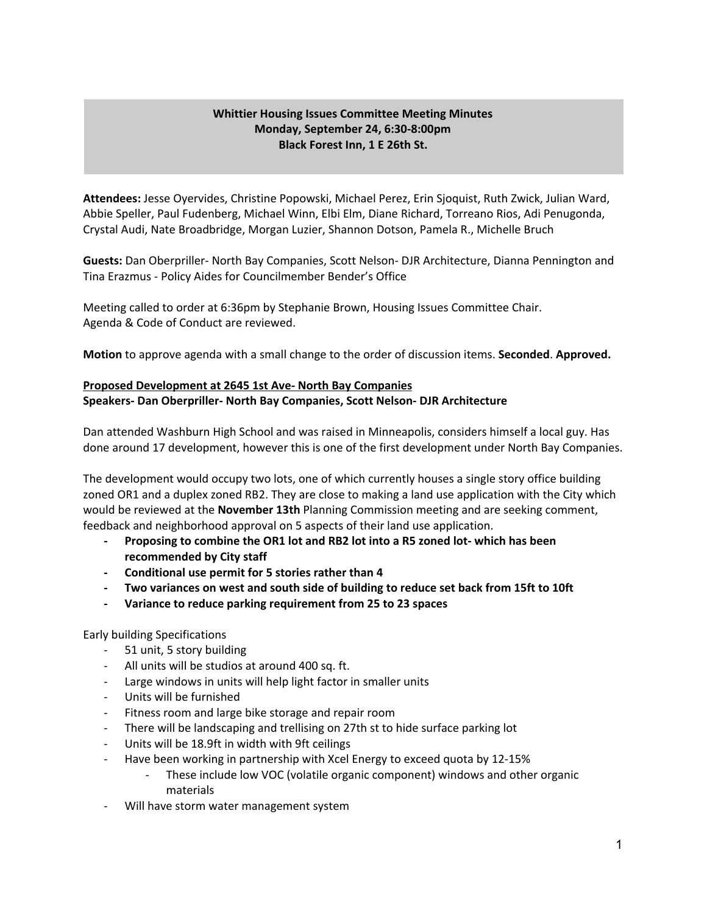**Whittier Housing Issues Committee Meeting Minutes**
**Monday, September 24, 6:30-8:00pm**
**Black Forest Inn, 1 E 26th St.**

**Attendees:** Jesse Oyervides, Christine Popowski, Michael Perez, Erin Sjoquist, Ruth Zwick, Julian Ward, Abbie Speller, Paul Fudenberg, Michael Winn, Elbi Elm, Diane Richard, Torreano Rios, Adi Penugonda, Crystal Audi, Nate Broadbridge, Morgan Luzier, Shannon Dotson, Pamela R., Michelle Bruch

**Guests:** Dan Oberpriller- North Bay Companies, Scott Nelson- DJR Architecture, Dianna Pennington and Tina Erazmus - Policy Aides for Councilmember Bender's Office

Meeting called to order at 6:36pm by Stephanie Brown, Housing Issues Committee Chair.
Agenda & Code of Conduct are reviewed.

**Motion** to approve agenda with a small change to the order of discussion items. **Seconded**. **Approved.**

<u>**Proposed Development at 2645 1st Ave- North Bay Companies**</u>
**Speakers- Dan Oberpriller- North Bay Companies, Scott Nelson- DJR Architecture**

Dan attended Washburn High School and was raised in Minneapolis, considers himself a local guy. Has done around 17 development, however this is one of the first development under North Bay Companies.

The development would occupy two lots, one of which currently houses a single story office building zoned OR1 and a duplex zoned RB2. They are close to making a land use application with the City which would be reviewed at the **November 13th** Planning Commission meeting and are seeking comment, feedback and neighborhood approval on 5 aspects of their land use application.

- **Proposing to combine the OR1 lot and RB2 lot into a R5 zoned lot- which has been recommended by City staff**
- **Conditional use permit for 5 stories rather than 4**
- **Two variances on west and south side of building to reduce set back from 15ft to 10ft**
- **Variance to reduce parking requirement from 25 to 23 spaces**

Early building Specifications

- 51 unit, 5 story building
- All units will be studios at around 400 sq. ft.
- Large windows in units will help light factor in smaller units
- Units will be furnished
- Fitness room and large bike storage and repair room
- There will be landscaping and trellising on 27th st to hide surface parking lot
- Units will be 18.9ft in width with 9ft ceilings
- Have been working in partnership with Xcel Energy to exceed quota by 12-15%
    - These include low VOC (volatile organic component) windows and other organic materials
- Will have storm water management system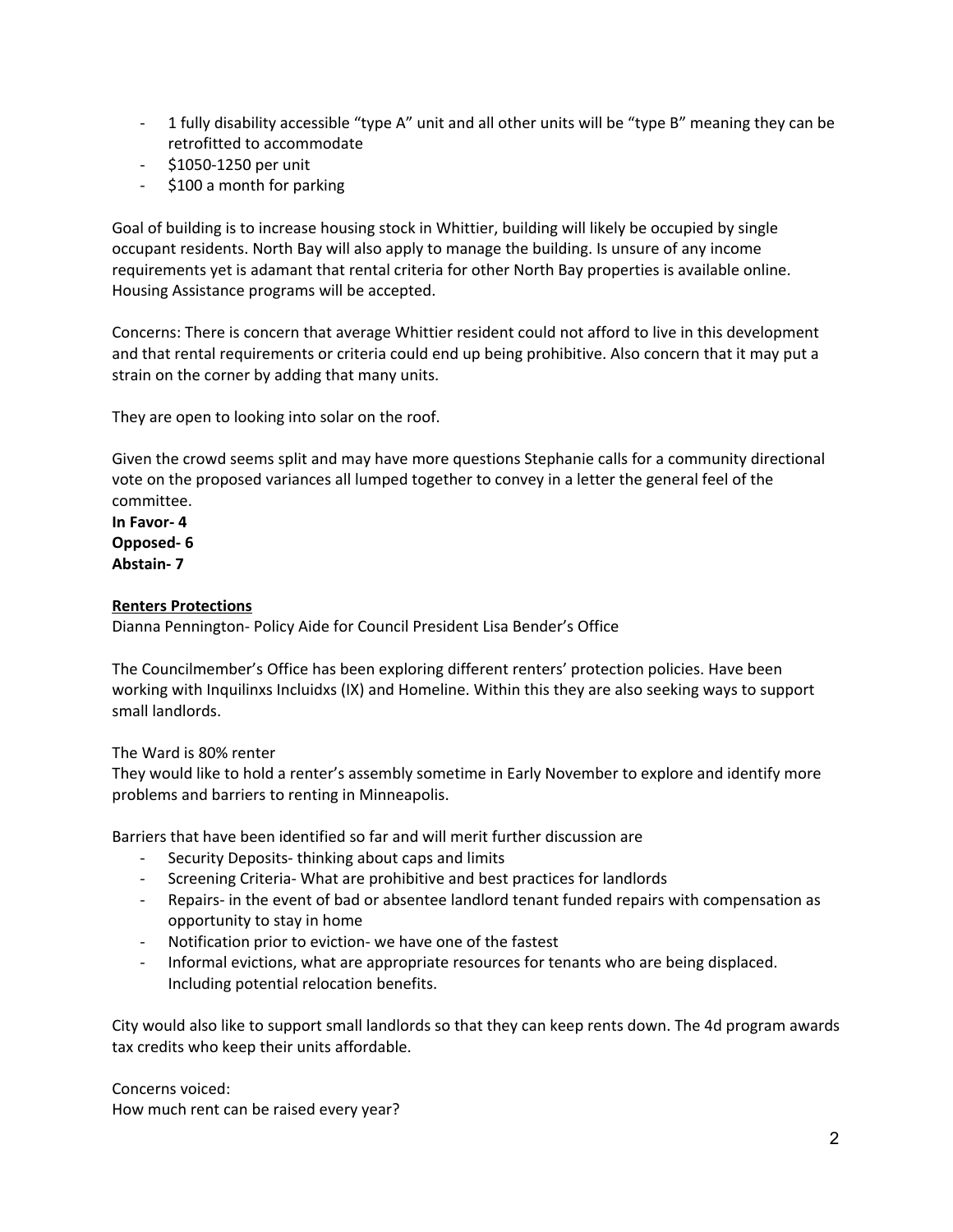- 1 fully disability accessible "type A" unit and all other units will be "type B" meaning they can be retrofitted to accommodate
- $1050-1250 per unit
- $100 a month for parking

Goal of building is to increase housing stock in Whittier, building will likely be occupied by single occupant residents. North Bay will also apply to manage the building. Is unsure of any income requirements yet is adamant that rental criteria for other North Bay properties is available online. Housing Assistance programs will be accepted.

Concerns: There is concern that average Whittier resident could not afford to live in this development and that rental requirements or criteria could end up being prohibitive. Also concern that it may put a strain on the corner by adding that many units.

They are open to looking into solar on the roof.

Given the crowd seems split and may have more questions Stephanie calls for a community directional vote on the proposed variances all lumped together to convey in a letter the general feel of the committee.

**In Favor- 4**
**Opposed- 6**
**Abstain- 7**

**Renters Protections**

Dianna Pennington- Policy Aide for Council President Lisa Bender's Office

The Councilmember's Office has been exploring different renters' protection policies. Have been working with Inquilinxs Incluidxs (IX) and Homeline. Within this they are also seeking ways to support small landlords.

The Ward is 80% renter

They would like to hold a renter's assembly sometime in Early November to explore and identify more problems and barriers to renting in Minneapolis.

Barriers that have been identified so far and will merit further discussion are

- Security Deposits- thinking about caps and limits
- Screening Criteria- What are prohibitive and best practices for landlords
- Repairs- in the event of bad or absentee landlord tenant funded repairs with compensation as opportunity to stay in home
- Notification prior to eviction- we have one of the fastest
- Informal evictions, what are appropriate resources for tenants who are being displaced. Including potential relocation benefits.

City would also like to support small landlords so that they can keep rents down. The 4d program awards tax credits who keep their units affordable.

Concerns voiced:

How much rent can be raised every year?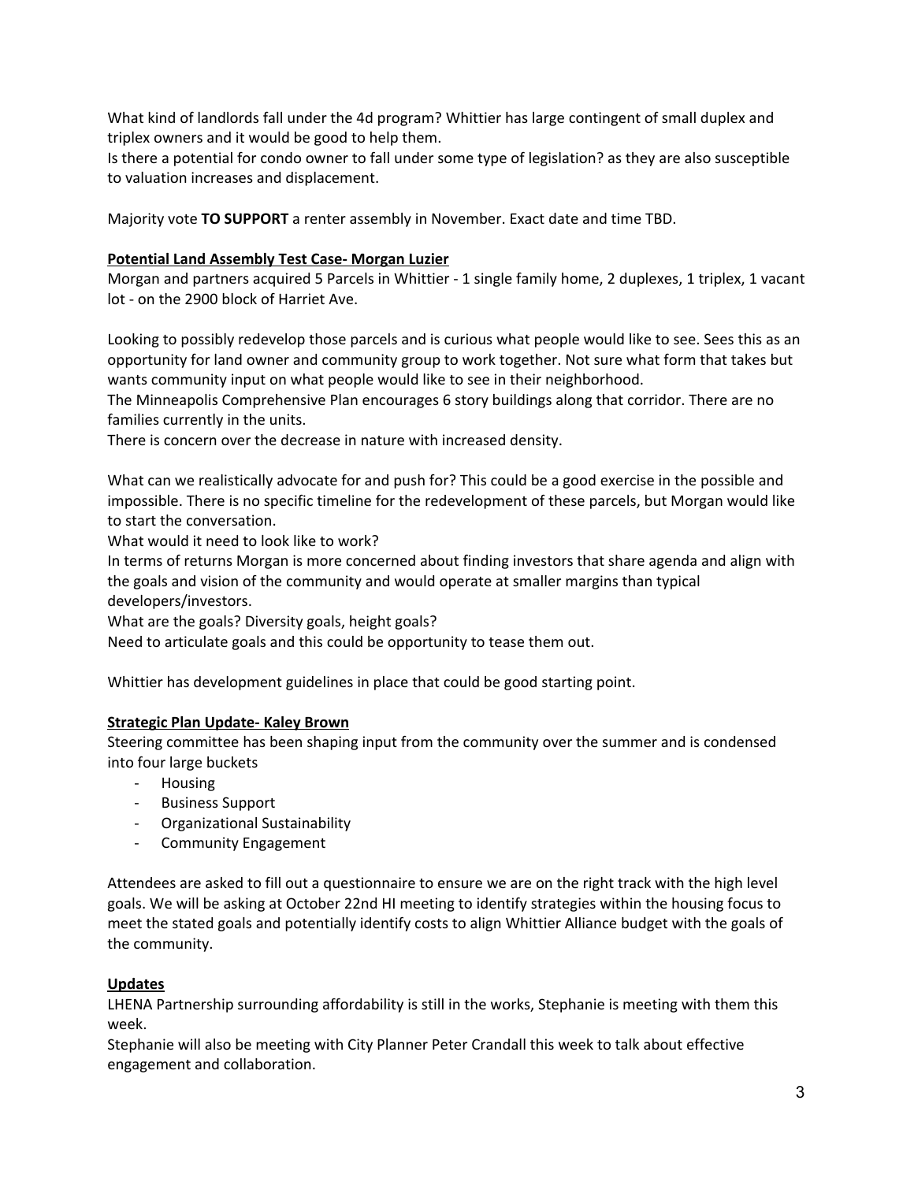What kind of landlords fall under the 4d program? Whittier has large contingent of small duplex and triplex owners and it would be good to help them.
Is there a potential for condo owner to fall under some type of legislation? as they are also susceptible to valuation increases and displacement.

Majority vote **TO SUPPORT** a renter assembly in November. Exact date and time TBD.

**Potential Land Assembly Test Case- Morgan Luzier**

Morgan and partners acquired 5 Parcels in Whittier - 1 single family home, 2 duplexes, 1 triplex, 1 vacant lot - on the 2900 block of Harriet Ave.

Looking to possibly redevelop those parcels and is curious what people would like to see. Sees this as an opportunity for land owner and community group to work together. Not sure what form that takes but wants community input on what people would like to see in their neighborhood.
The Minneapolis Comprehensive Plan encourages 6 story buildings along that corridor. There are no families currently in the units.
There is concern over the decrease in nature with increased density.

What can we realistically advocate for and push for? This could be a good exercise in the possible and impossible. There is no specific timeline for the redevelopment of these parcels, but Morgan would like to start the conversation.
What would it need to look like to work?
In terms of returns Morgan is more concerned about finding investors that share agenda and align with the goals and vision of the community and would operate at smaller margins than typical developers/investors.
What are the goals? Diversity goals, height goals?
Need to articulate goals and this could be opportunity to tease them out.

Whittier has development guidelines in place that could be good starting point.

**Strategic Plan Update- Kaley Brown**

Steering committee has been shaping input from the community over the summer and is condensed into four large buckets

- Housing
- Business Support
- Organizational Sustainability
- Community Engagement

Attendees are asked to fill out a questionnaire to ensure we are on the right track with the high level goals. We will be asking at October 22nd HI meeting to identify strategies within the housing focus to meet the stated goals and potentially identify costs to align Whittier Alliance budget with the goals of the community.

**Updates**

LHENA Partnership surrounding affordability is still in the works, Stephanie is meeting with them this week.
Stephanie will also be meeting with City Planner Peter Crandall this week to talk about effective engagement and collaboration.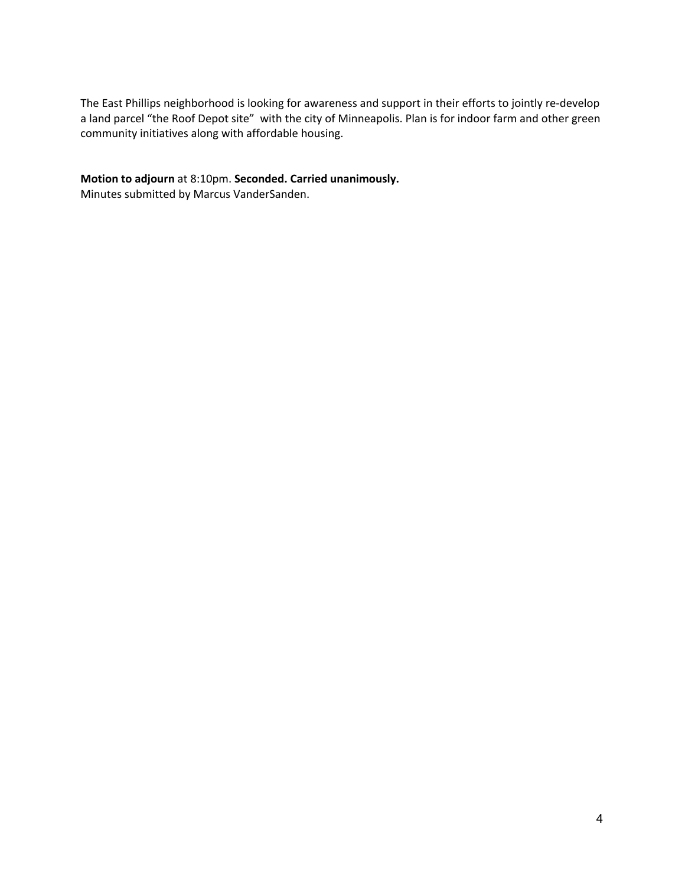The East Phillips neighborhood is looking for awareness and support in their efforts to jointly re-develop a land parcel "the Roof Depot site" with the city of Minneapolis. Plan is for indoor farm and other green community initiatives along with affordable housing.

**Motion to adjourn** at 8:10pm. **Seconded. Carried unanimously.**
Minutes submitted by Marcus VanderSanden.